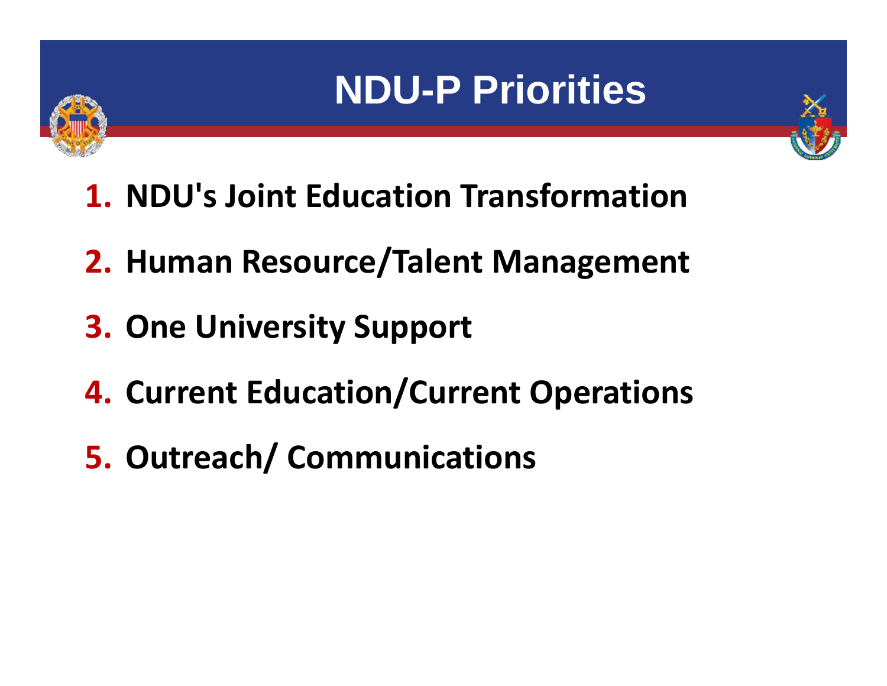# NDU-P Priorities

1. **NDU's Joint Education Transformation**
2. **Human Resource/Talent Management**
3. **One University Support**
4. **Current Education/Current Operations**
5. **Outreach/ Communications**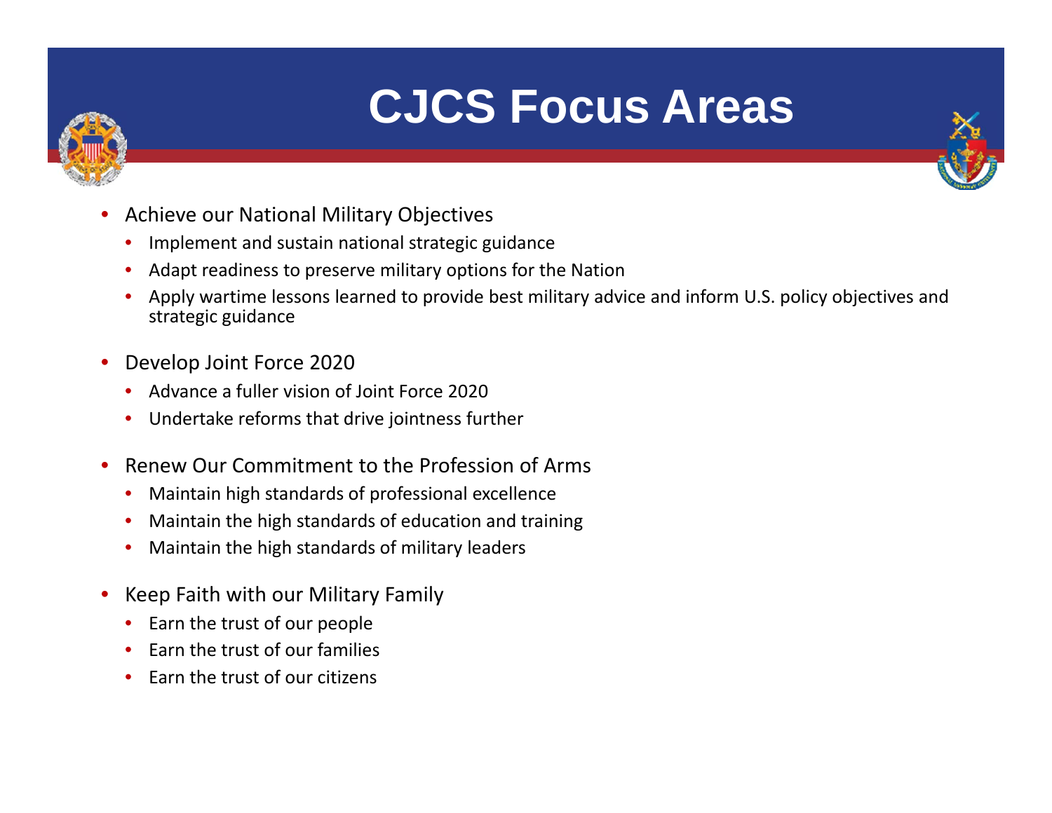# CJCS Focus Areas

- Achieve our National Military Objectives
  - Implement and sustain national strategic guidance
  - Adapt readiness to preserve military options for the Nation
  - Apply wartime lessons learned to provide best military advice and inform U.S. policy objectives and strategic guidance
- Develop Joint Force 2020
  - Advance a fuller vision of Joint Force 2020
  - Undertake reforms that drive jointness further
- Renew Our Commitment to the Profession of Arms
  - Maintain high standards of professional excellence
  - Maintain the high standards of education and training
  - Maintain the high standards of military leaders
- Keep Faith with our Military Family
  - Earn the trust of our people
  - Earn the trust of our families
  - Earn the trust of our citizens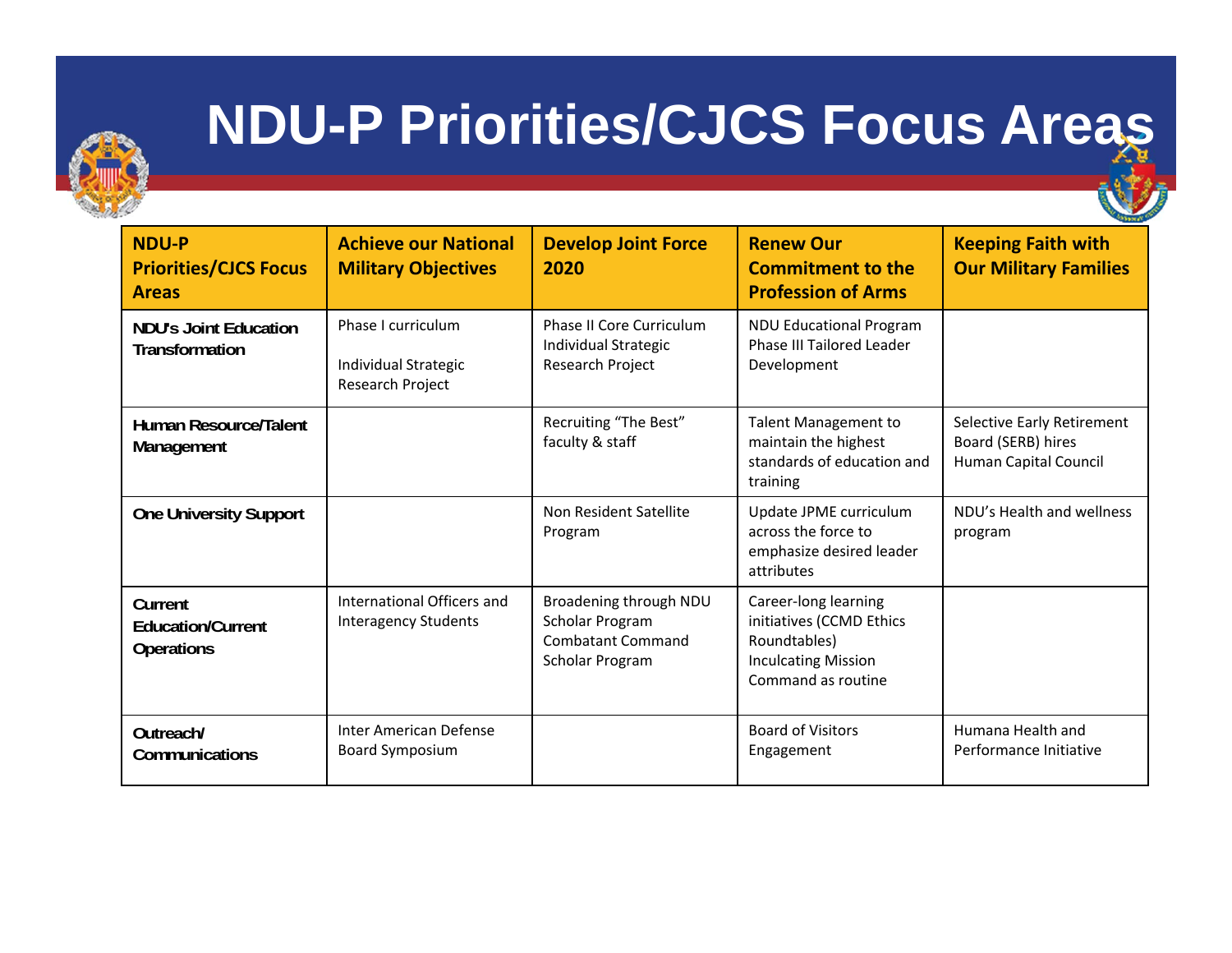# NDU-P Priorities/CJCS Focus Areas

| NDU-P Priorities/CJCS Focus Areas | Achieve our National Military Objectives | Develop Joint Force 2020 | Renew Our Commitment to the Profession of Arms | Keeping Faith with Our Military Families |
|---|---|---|---|---|
| **NDU's Joint Education Transformation** | Phase I curriculum<br><br>Individual Strategic Research Project | Phase II Core Curriculum<br>Individual Strategic Research Project | NDU Educational Program<br>Phase III Tailored Leader Development | |
| **Human Resource/Talent Management** | | Recruiting "The Best" faculty & staff | Talent Management to maintain the highest standards of education and training | Selective Early Retirement Board (SERB) hires<br>Human Capital Council |
| **One University Support** | | Non Resident Satellite Program | Update JPME curriculum across the force to emphasize desired leader attributes | NDU's Health and wellness program |
| **Current Education/Current Operations** | International Officers and Interagency Students | Broadening through NDU Scholar Program<br>Combatant Command Scholar Program | Career-long learning initiatives (CCMD Ethics Roundtables)<br>Inculcating Mission Command as routine | |
| **Outreach/ Communications** | Inter American Defense Board Symposium | | Board of Visitors Engagement | Humana Health and Performance Initiative |